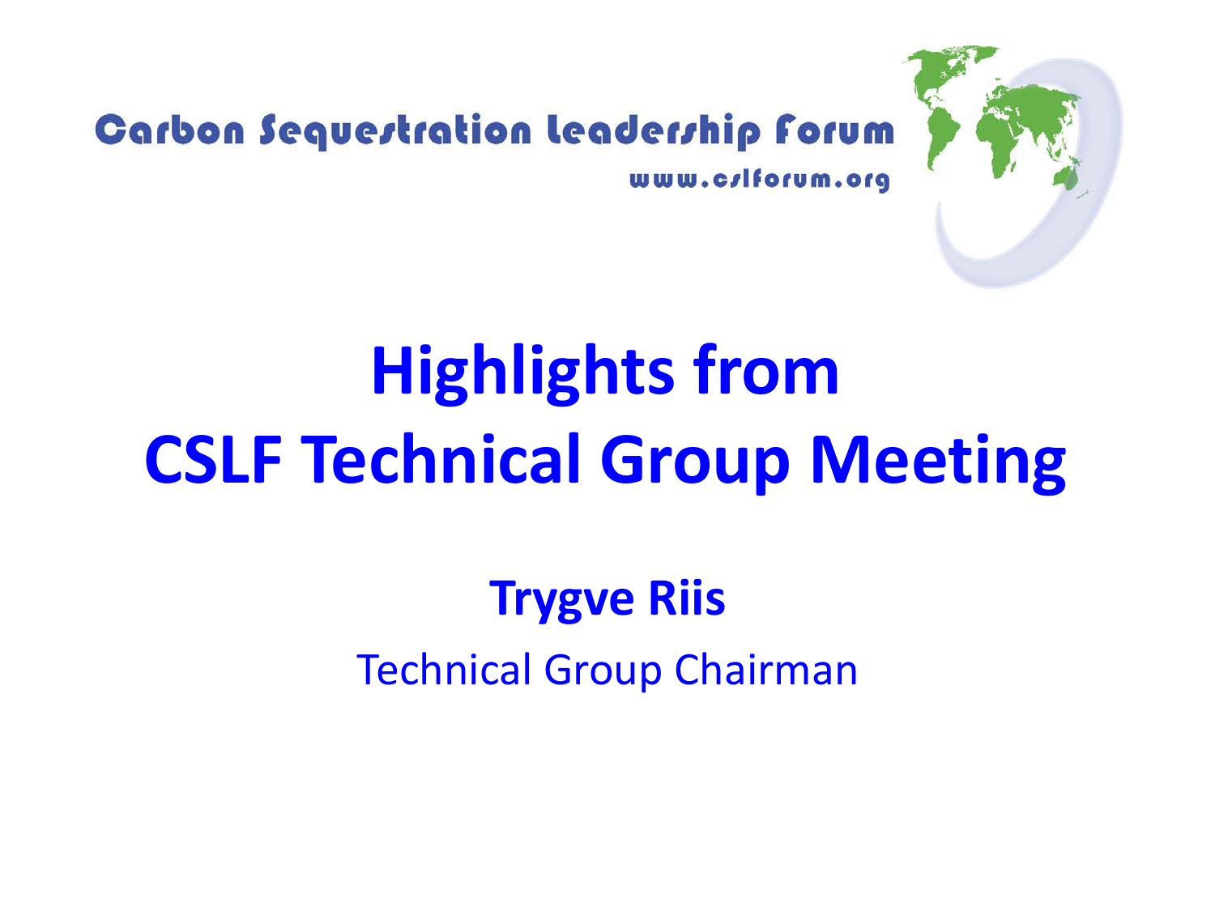Carbon Sequestration Leadership Forum

www.cslforum.org

# Highlights from CSLF Technical Group Meeting

**Trygve Riis**

Technical Group Chairman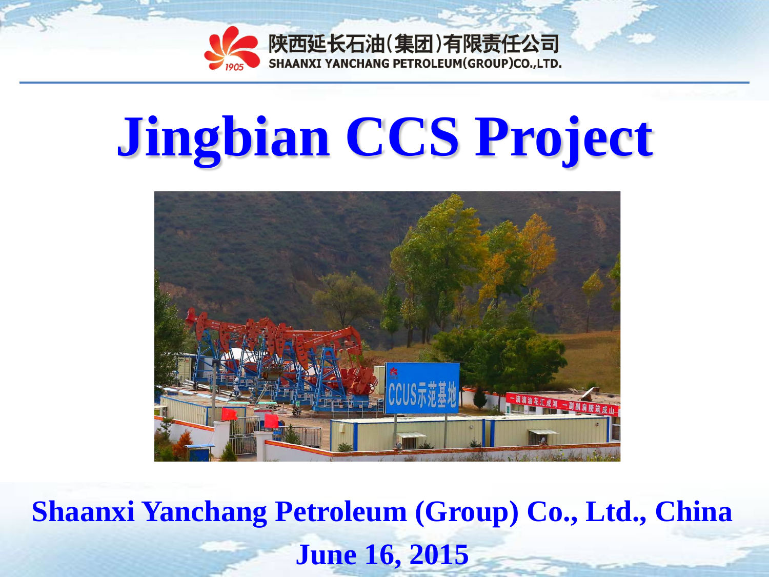陕西延长石油(集团)有限责任公司

SHAANXI YANCHANG PETROLEUM(GROUP)CO.,LTD.

# Jingbian CCS Project

**Shaanxi Yanchang Petroleum (Group) Co., Ltd., China**

**June 16, 2015**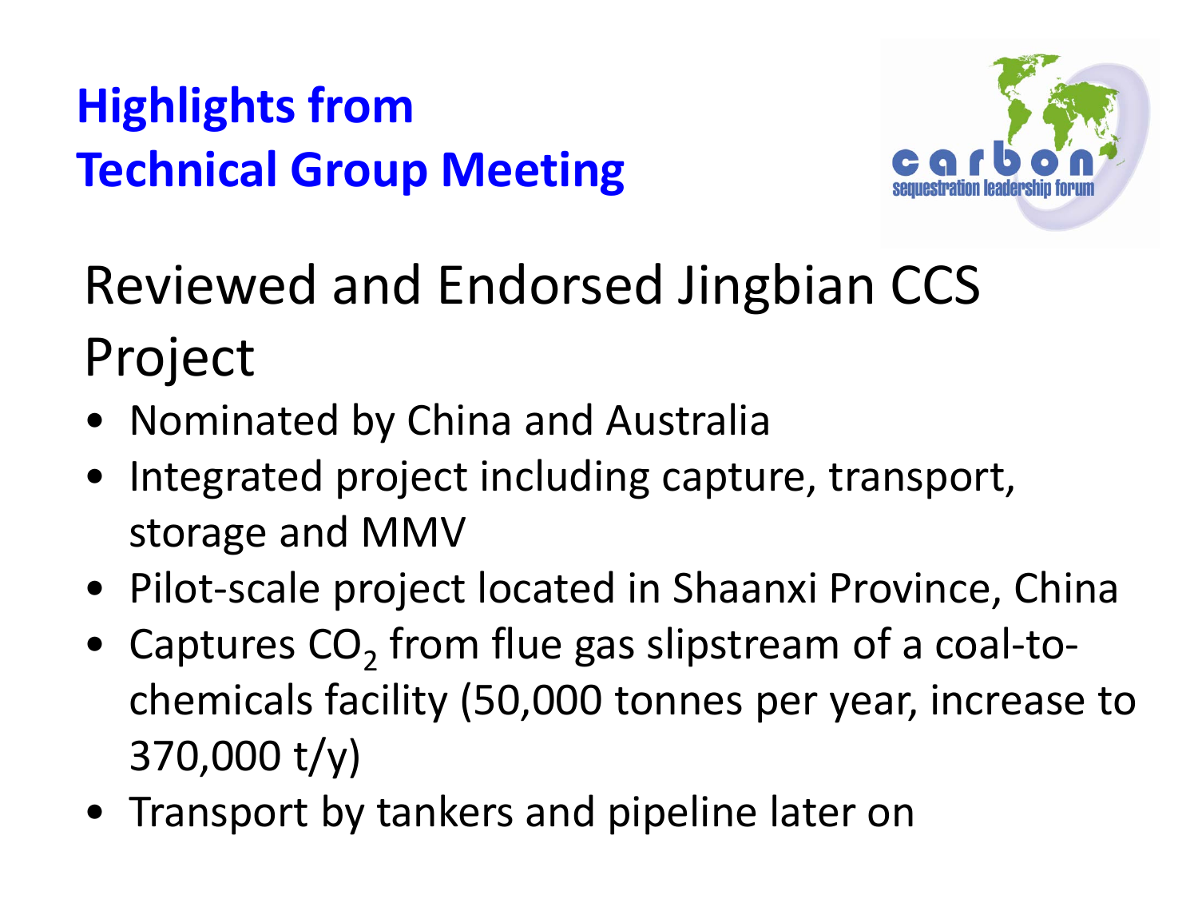# Highlights from Technical Group Meeting

## Reviewed and Endorsed Jingbian CCS Project

- Nominated by China and Australia
- Integrated project including capture, transport, storage and MMV
- Pilot-scale project located in Shaanxi Province, China
- Captures $CO_2$ from flue gas slipstream of a coal-to-chemicals facility (50,000 tonnes per year, increase to 370,000 t/y)
- Transport by tankers and pipeline later on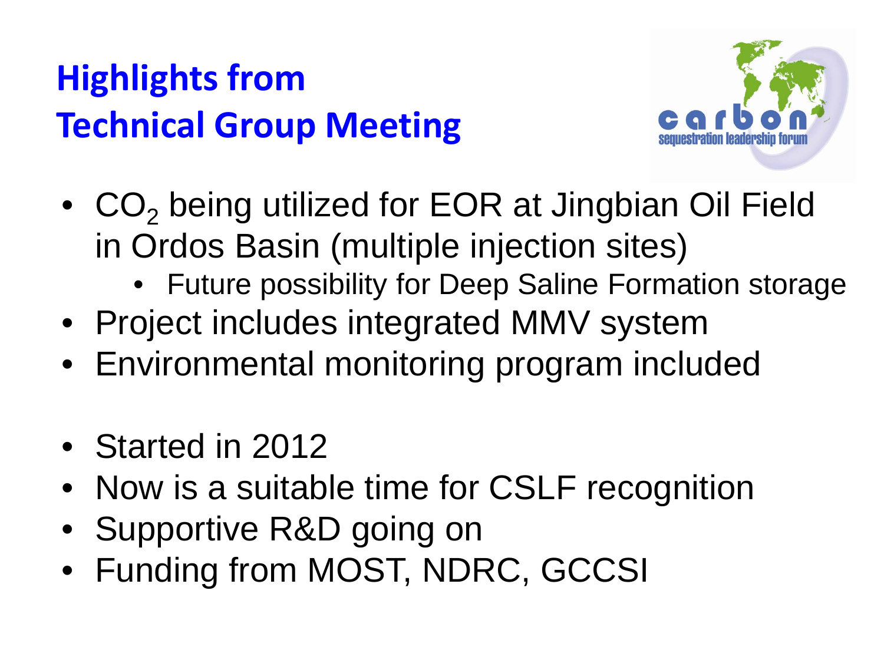# Highlights from Technical Group Meeting

- $CO_2$ being utilized for EOR at Jingbian Oil Field in Ordos Basin (multiple injection sites)
  - Future possibility for Deep Saline Formation storage
- Project includes integrated MMV system
- Environmental monitoring program included

- Started in 2012
- Now is a suitable time for CSLF recognition
- Supportive R&D going on
- Funding from MOST, NDRC, GCCSI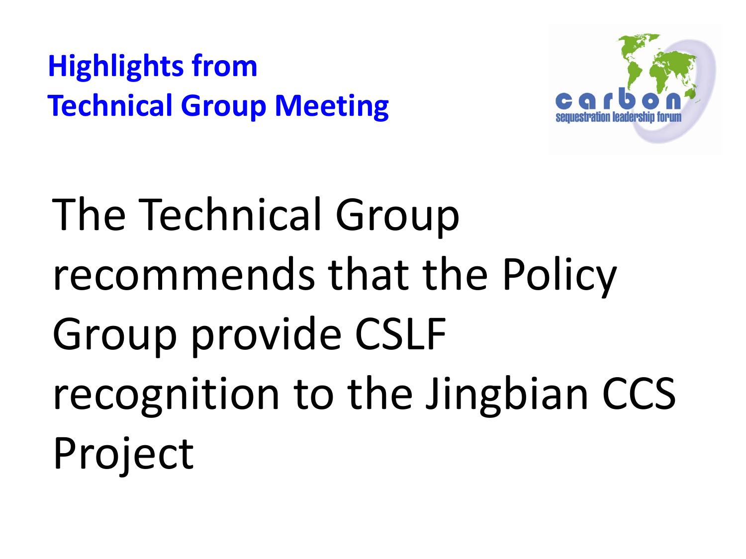# Highlights from Technical Group Meeting

The Technical Group recommends that the Policy Group provide CSLF recognition to the Jingbian CCS Project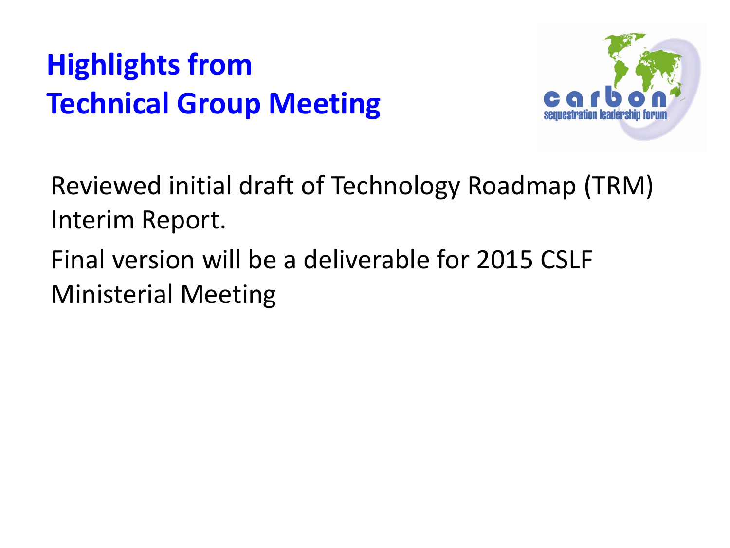# Highlights from Technical Group Meeting

Reviewed initial draft of Technology Roadmap (TRM) Interim Report.

Final version will be a deliverable for 2015 CSLF Ministerial Meeting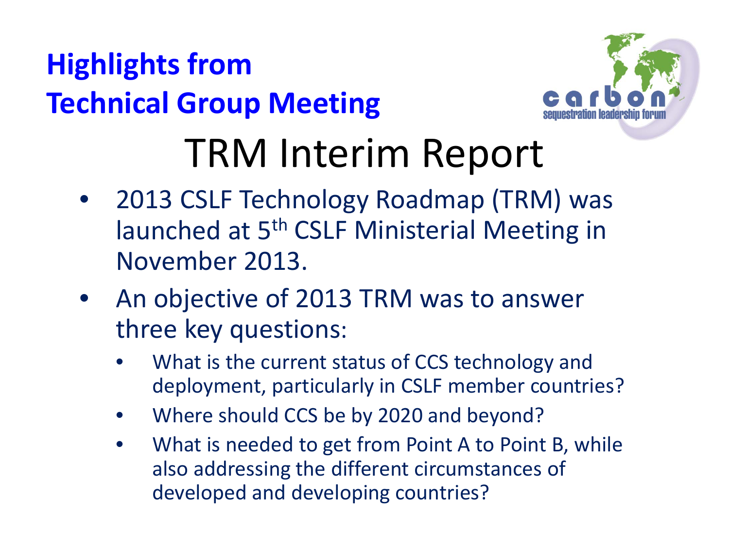## Highlights from Technical Group Meeting

# TRM Interim Report

- 2013 CSLF Technology Roadmap (TRM) was launched at 5th CSLF Ministerial Meeting in November 2013.
- An objective of 2013 TRM was to answer three key questions:
  - What is the current status of CCS technology and deployment, particularly in CSLF member countries?
  - Where should CCS be by 2020 and beyond?
  - What is needed to get from Point A to Point B, while also addressing the different circumstances of developed and developing countries?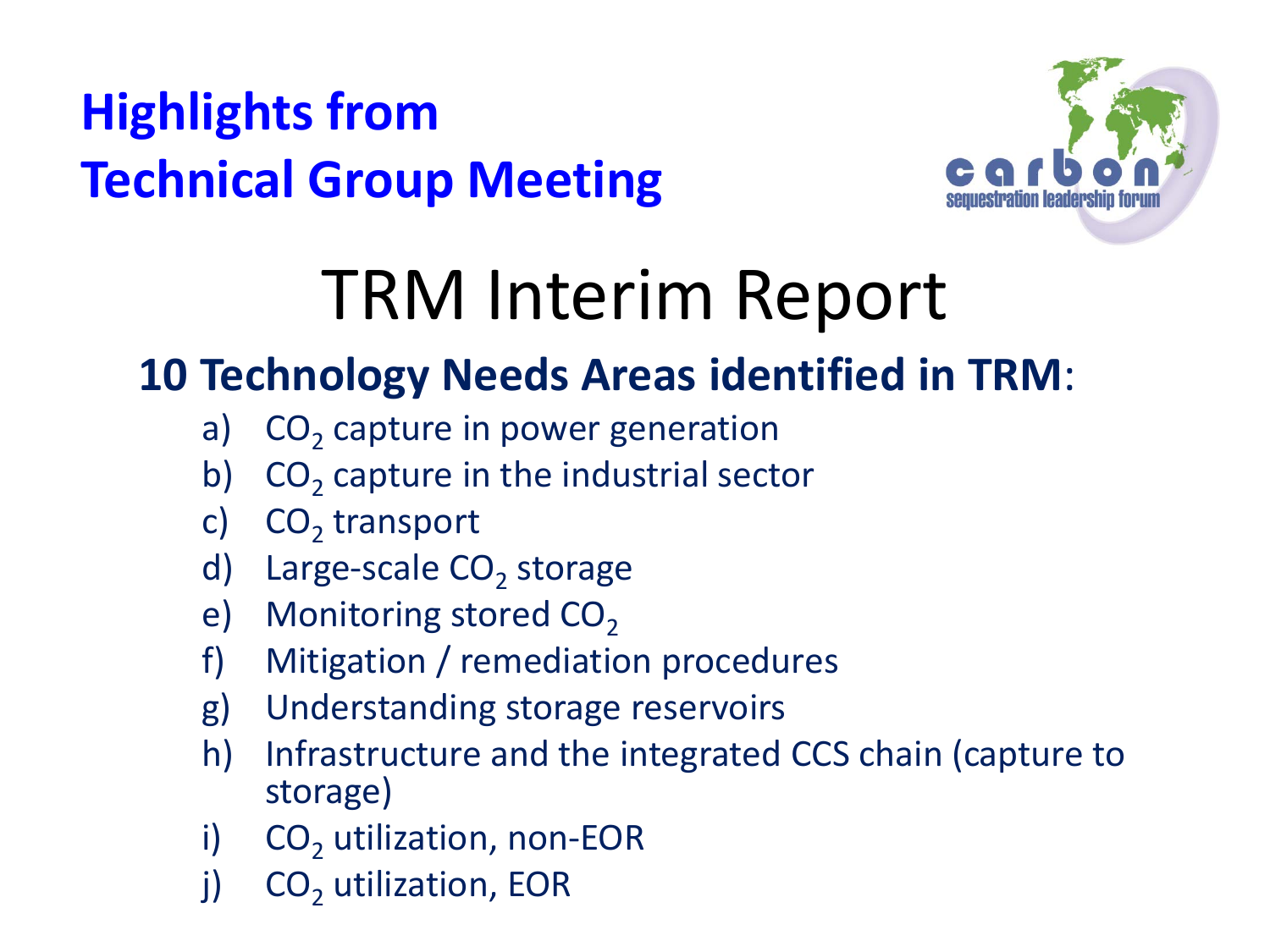# Highlights from Technical Group Meeting

## TRM Interim Report

**10 Technology Needs Areas identified in TRM**:

a) $CO_2$ capture in power generation
b) $CO_2$ capture in the industrial sector
c) $CO_2$ transport
d) Large-scale $CO_2$ storage
e) Monitoring stored $CO_2$
f) Mitigation / remediation procedures
g) Understanding storage reservoirs
h) Infrastructure and the integrated CCS chain (capture to storage)
i) $CO_2$ utilization, non-EOR
j) $CO_2$ utilization, EOR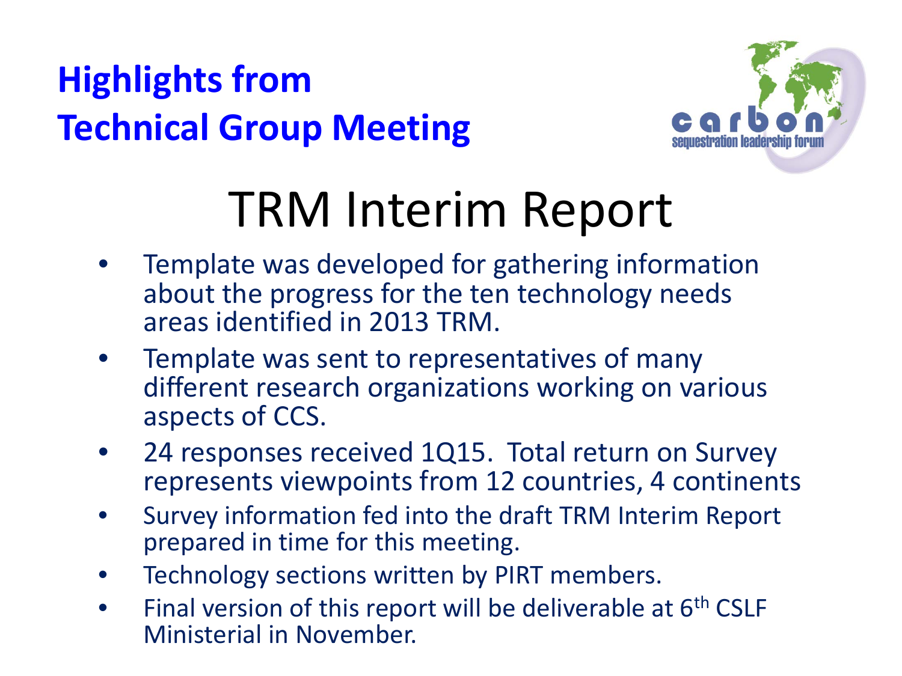## Highlights from Technical Group Meeting

# TRM Interim Report

- Template was developed for gathering information about the progress for the ten technology needs areas identified in 2013 TRM.
- Template was sent to representatives of many different research organizations working on various aspects of CCS.
- 24 responses received 1Q15. Total return on Survey represents viewpoints from 12 countries, 4 continents
- Survey information fed into the draft TRM Interim Report prepared in time for this meeting.
- Technology sections written by PIRT members.
- Final version of this report will be deliverable at 6th CSLF Ministerial in November.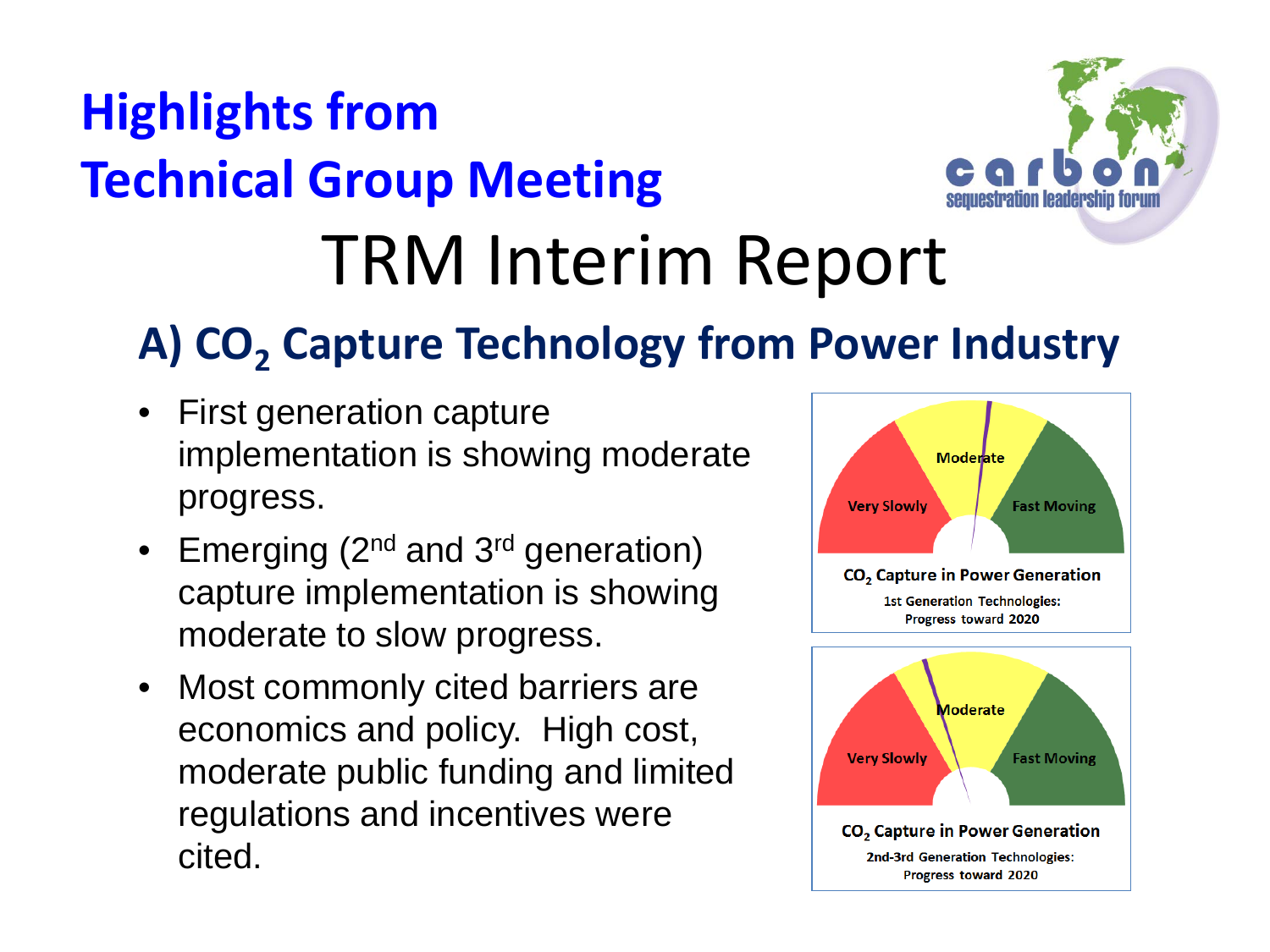# Highlights from Technical Group Meeting

carbon sequestration leadership forum

# TRM Interim Report

## A) $CO_2$ Capture Technology from Power Industry

- First generation capture implementation is showing moderate progress.
- Emerging (2nd and 3rd generation) capture implementation is showing moderate to slow progress.
- Most commonly cited barriers are economics and policy. High cost, moderate public funding and limited regulations and incentives were cited.

Very Slowly | Moderate | Fast Moving

$CO_2$ Capture in Power Generation
1st Generation Technologies: Progress toward 2020

Very Slowly | Moderate | Fast Moving

$CO_2$ Capture in Power Generation
2nd-3rd Generation Technologies: Progress toward 2020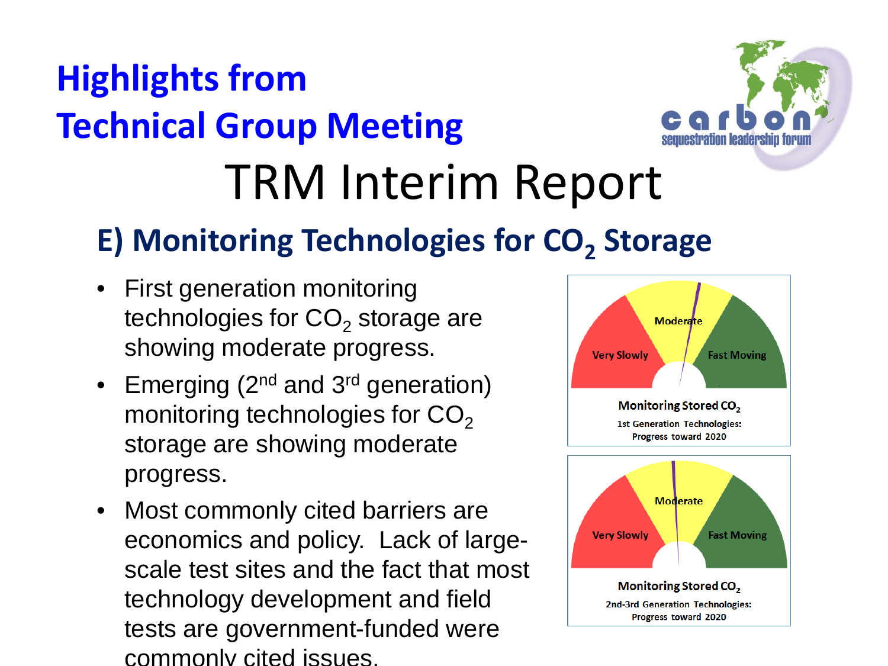# Highlights from Technical Group Meeting

carbon sequestration leadership forum

## TRM Interim Report

### E) Monitoring Technologies for $CO_2$ Storage

- First generation monitoring technologies for $CO_2$ storage are showing moderate progress.
- Emerging (2nd and 3rd generation) monitoring technologies for $CO_2$ storage are showing moderate progress.
- Most commonly cited barriers are economics and policy. Lack of large-scale test sites and the fact that most technology development and field tests are government-funded were commonly cited issues.

Very Slowly | Moderate | Fast Moving

**Monitoring Stored $CO_2$**
1st Generation Technologies: Progress toward 2020

Very Slowly | Moderate | Fast Moving

**Monitoring Stored $CO_2$**
2nd-3rd Generation Technologies: Progress toward 2020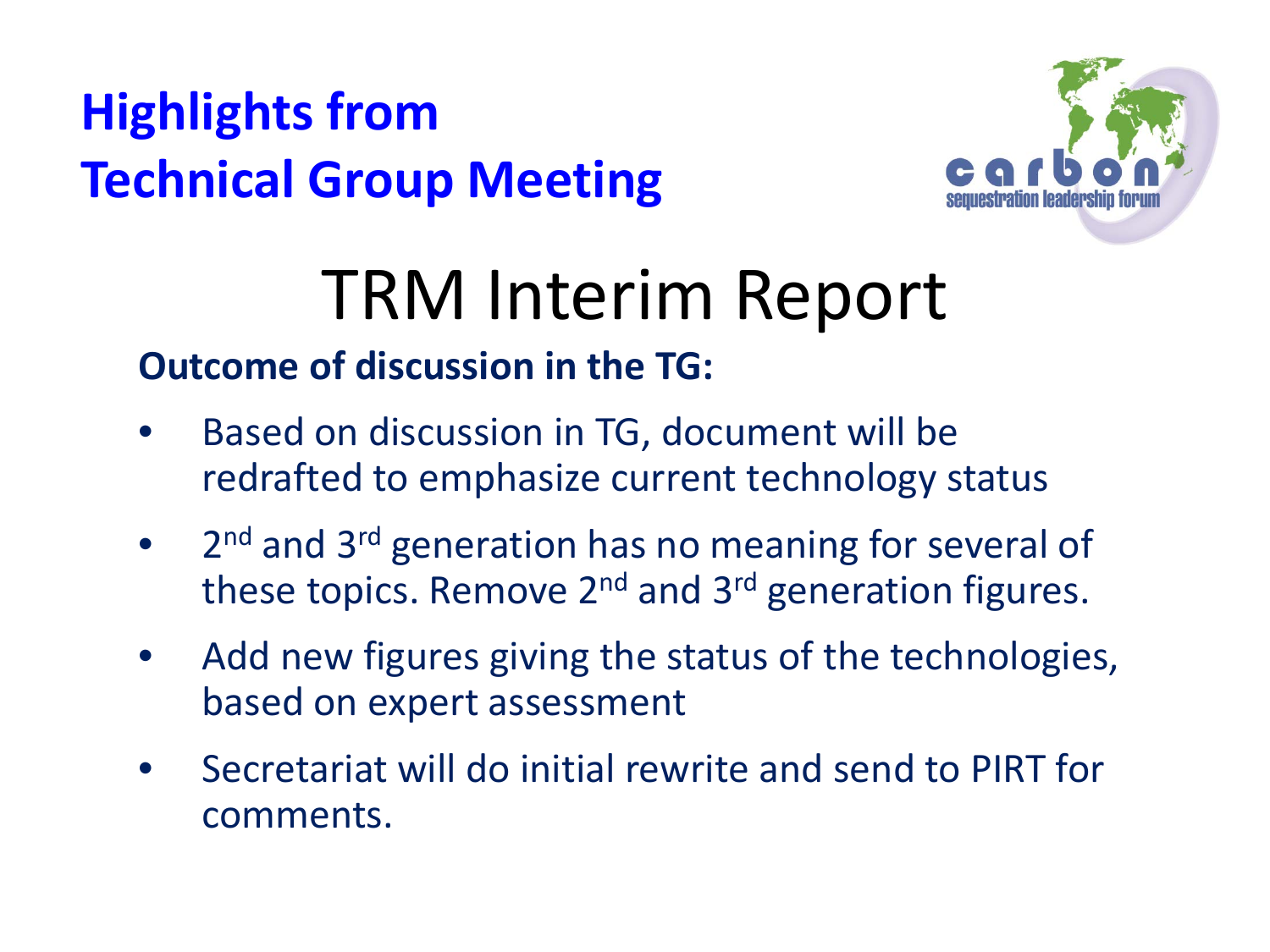# Highlights from Technical Group Meeting

## TRM Interim Report

**Outcome of discussion in the TG:**

- Based on discussion in TG, document will be redrafted to emphasize current technology status
- $2^{nd}$ and $3^{rd}$ generation has no meaning for several of these topics. Remove $2^{nd}$ and $3^{rd}$ generation figures.
- Add new figures giving the status of the technologies, based on expert assessment
- Secretariat will do initial rewrite and send to PIRT for comments.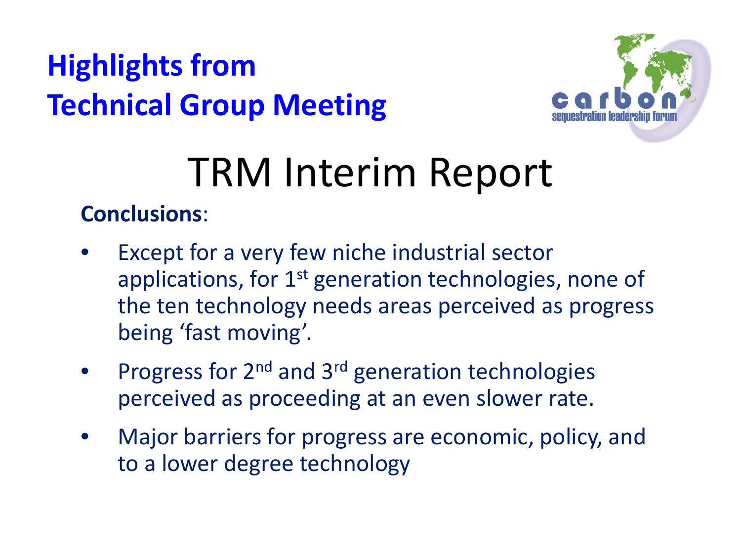# Highlights from Technical Group Meeting

carbon sequestration leadership forum

## TRM Interim Report

**Conclusions**:

- Except for a very few niche industrial sector applications, for 1st generation technologies, none of the ten technology needs areas perceived as progress being ‘fast moving’.
- Progress for 2nd and 3rd generation technologies perceived as proceeding at an even slower rate.
- Major barriers for progress are economic, policy, and to a lower degree technology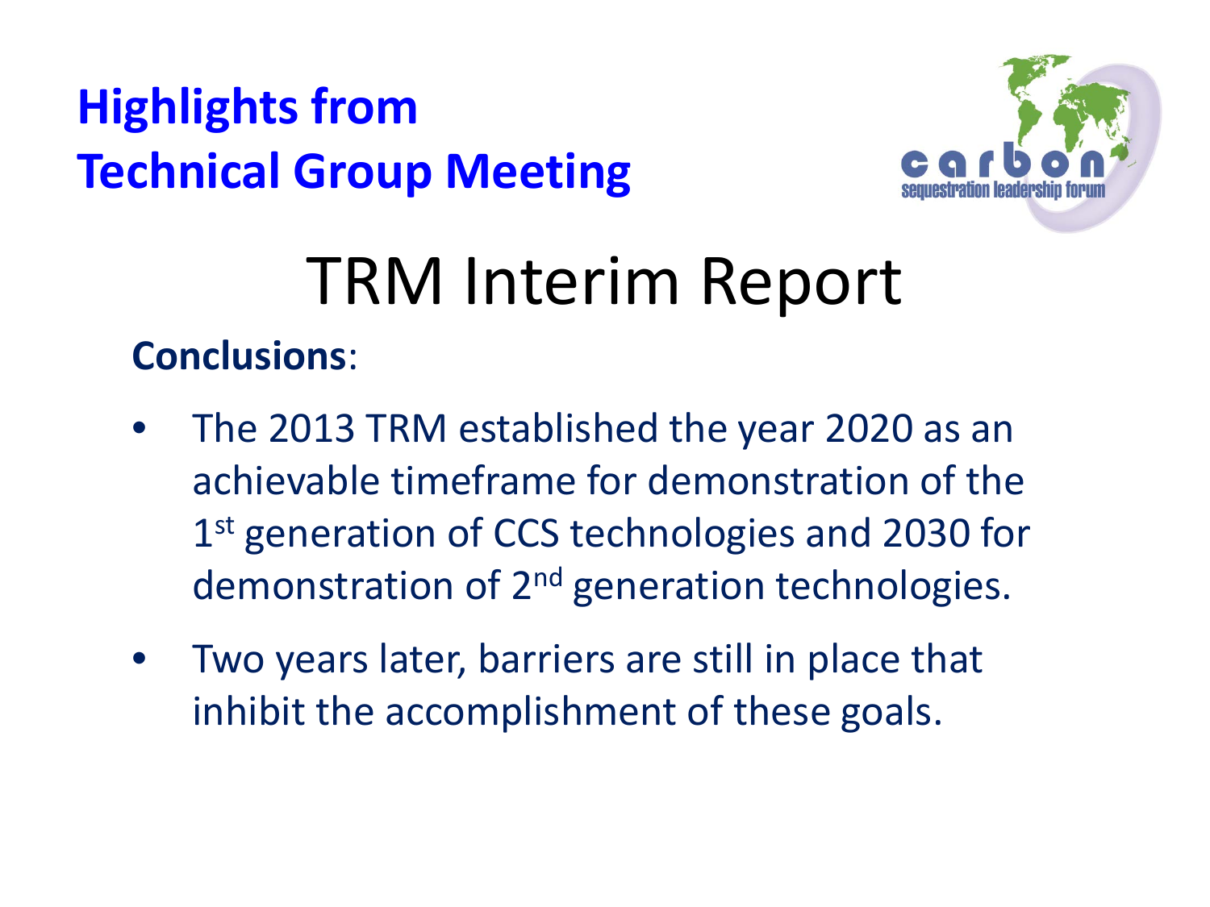## Highlights from Technical Group Meeting

# TRM Interim Report

**Conclusions**:

- The 2013 TRM established the year 2020 as an achievable timeframe for demonstration of the 1st generation of CCS technologies and 2030 for demonstration of 2nd generation technologies.
- Two years later, barriers are still in place that inhibit the accomplishment of these goals.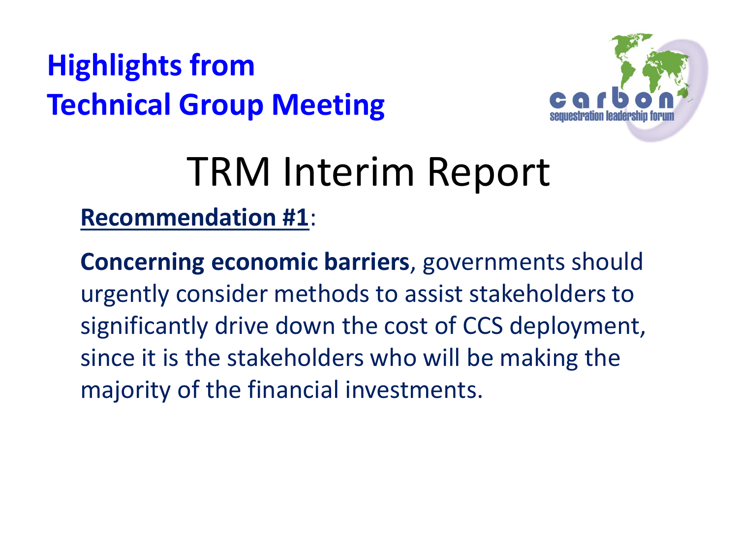## Highlights from Technical Group Meeting

# TRM Interim Report

**Recommendation #1**:

**Concerning economic barriers**, governments should urgently consider methods to assist stakeholders to significantly drive down the cost of CCS deployment, since it is the stakeholders who will be making the majority of the financial investments.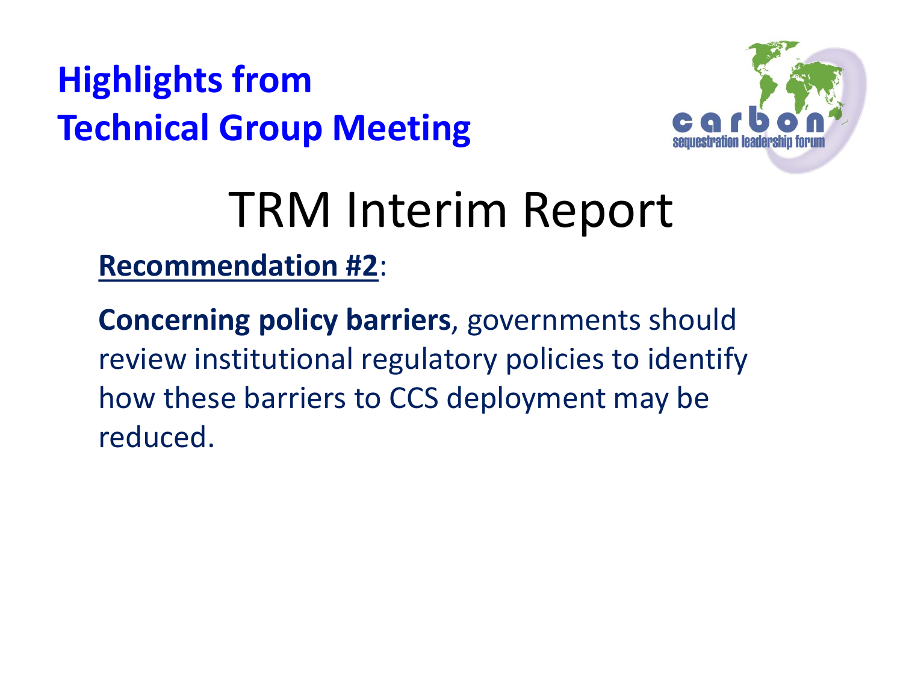# Highlights from Technical Group Meeting

## TRM Interim Report

**Recommendation #2**:

**Concerning policy barriers**, governments should review institutional regulatory policies to identify how these barriers to CCS deployment may be reduced.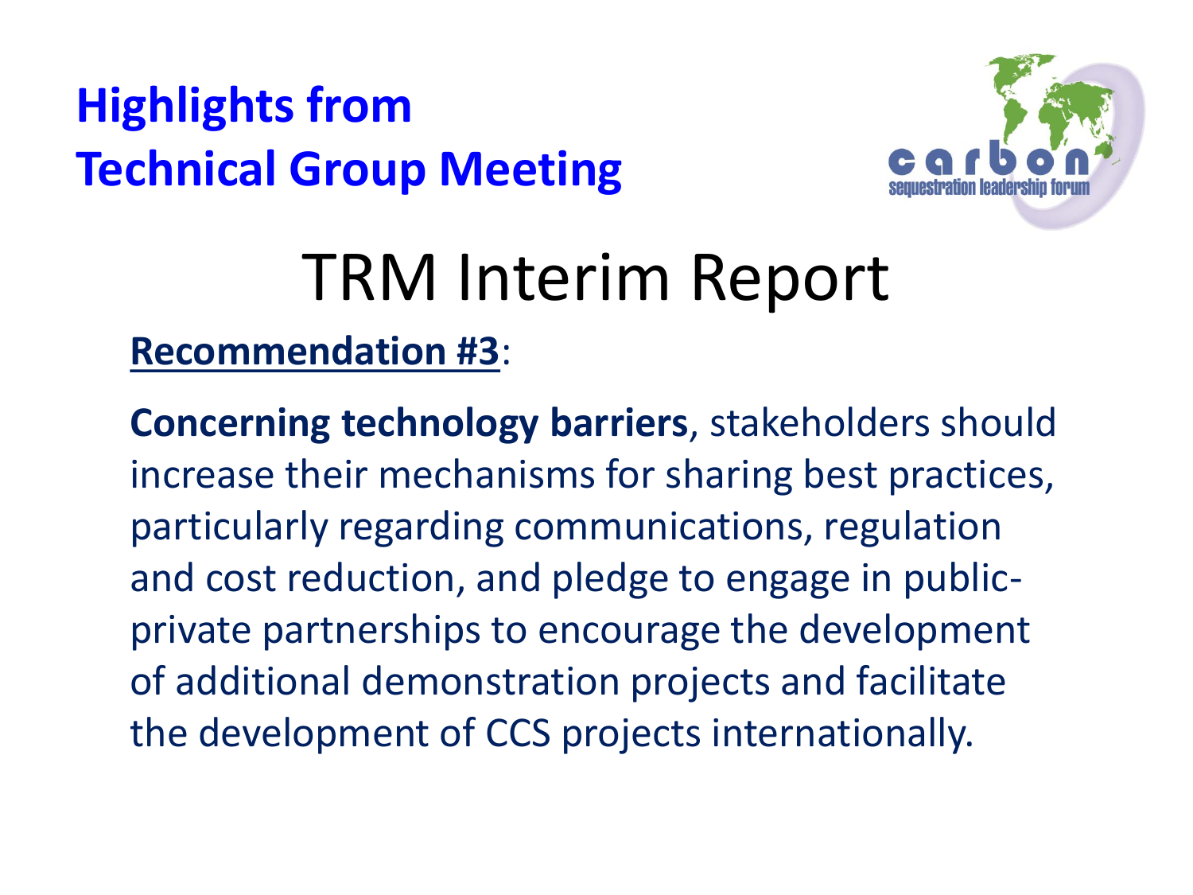## Highlights from Technical Group Meeting

# TRM Interim Report

**Recommendation #3**:

**Concerning technology barriers**, stakeholders should increase their mechanisms for sharing best practices, particularly regarding communications, regulation and cost reduction, and pledge to engage in public-private partnerships to encourage the development of additional demonstration projects and facilitate the development of CCS projects internationally.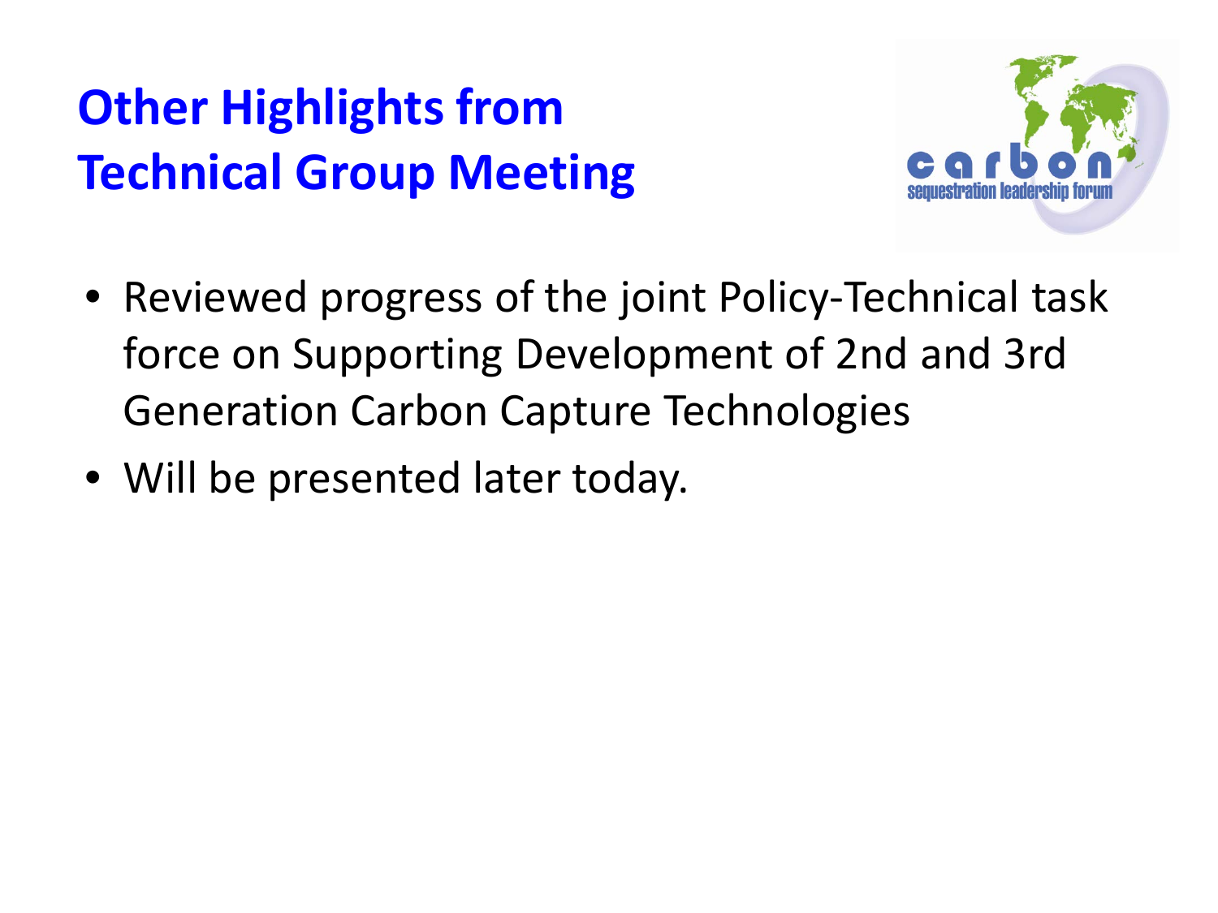# Other Highlights from Technical Group Meeting

- Reviewed progress of the joint Policy-Technical task force on Supporting Development of 2nd and 3rd Generation Carbon Capture Technologies
- Will be presented later today.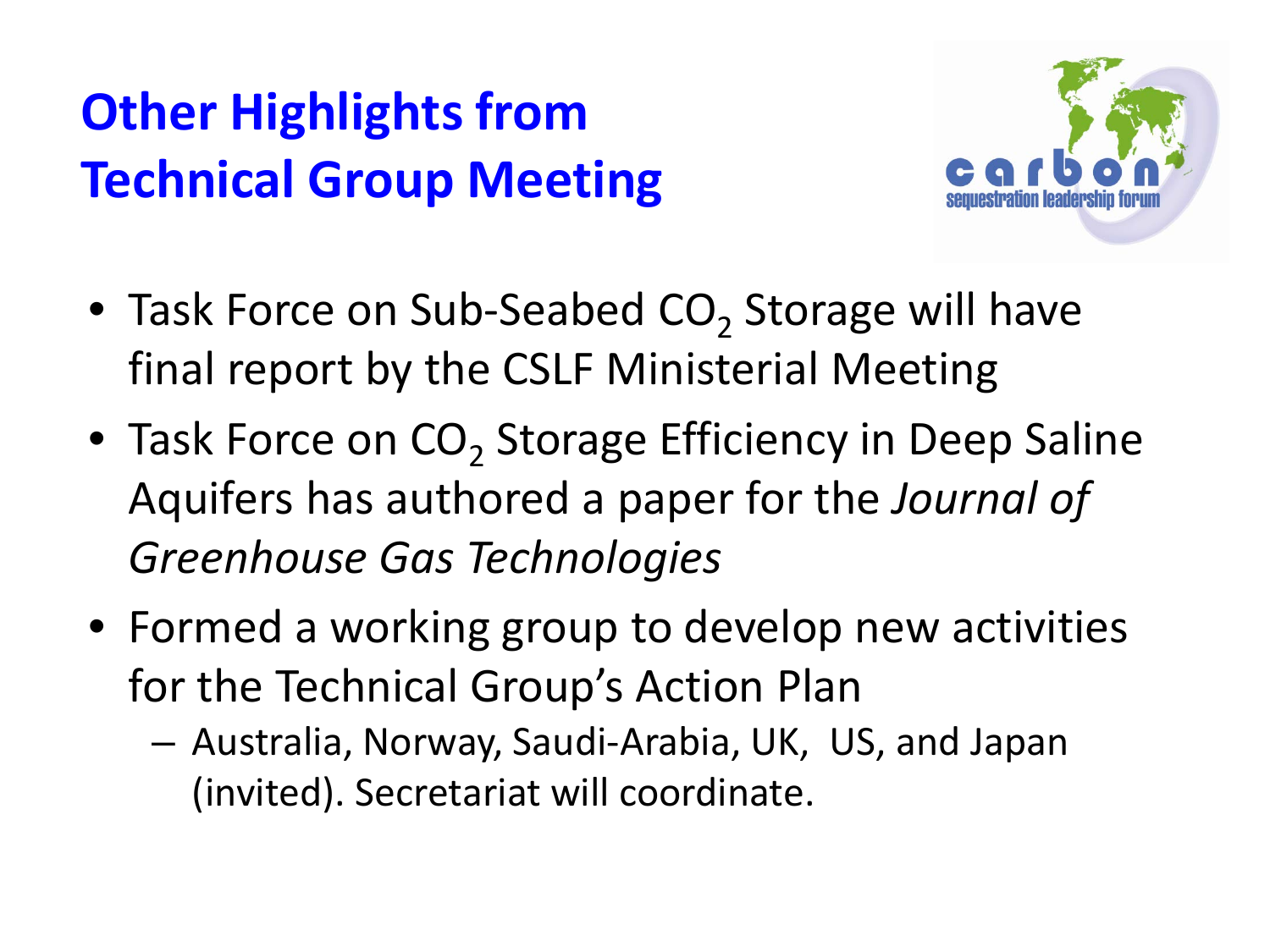# Other Highlights from Technical Group Meeting

- Task Force on Sub-Seabed $CO_2$ Storage will have final report by the CSLF Ministerial Meeting
- Task Force on $CO_2$ Storage Efficiency in Deep Saline Aquifers has authored a paper for the *Journal of Greenhouse Gas Technologies*
- Formed a working group to develop new activities for the Technical Group's Action Plan
  - Australia, Norway, Saudi-Arabia, UK, US, and Japan (invited). Secretariat will coordinate.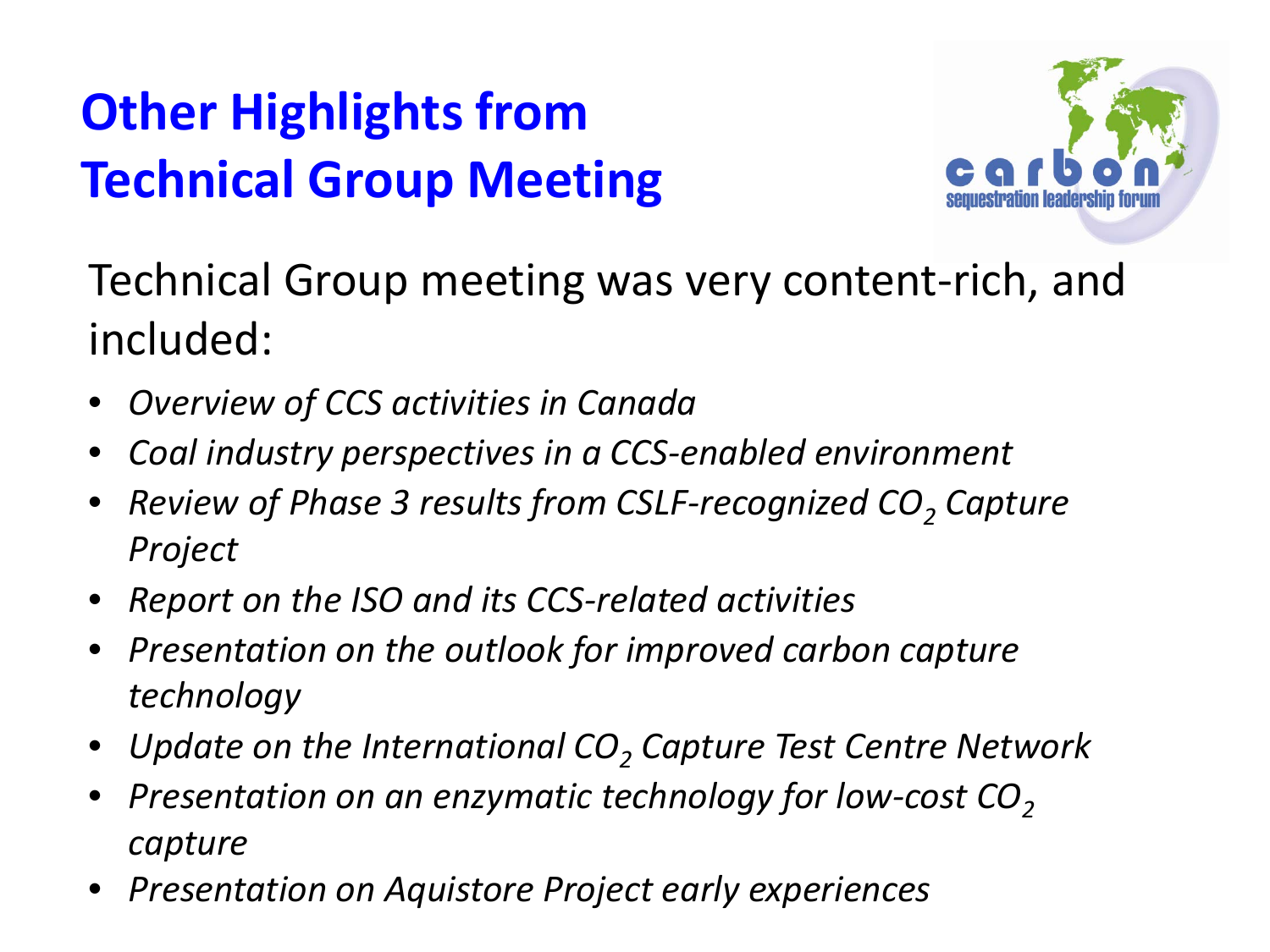# Other Highlights from Technical Group Meeting

Technical Group meeting was very content-rich, and included:

- *Overview of CCS activities in Canada*
- *Coal industry perspectives in a CCS-enabled environment*
- *Review of Phase 3 results from CSLF-recognized $CO_2$ Capture Project*
- *Report on the ISO and its CCS-related activities*
- *Presentation on the outlook for improved carbon capture technology*
- *Update on the International $CO_2$ Capture Test Centre Network*
- *Presentation on an enzymatic technology for low-cost $CO_2$ capture*
- *Presentation on Aquistore Project early experiences*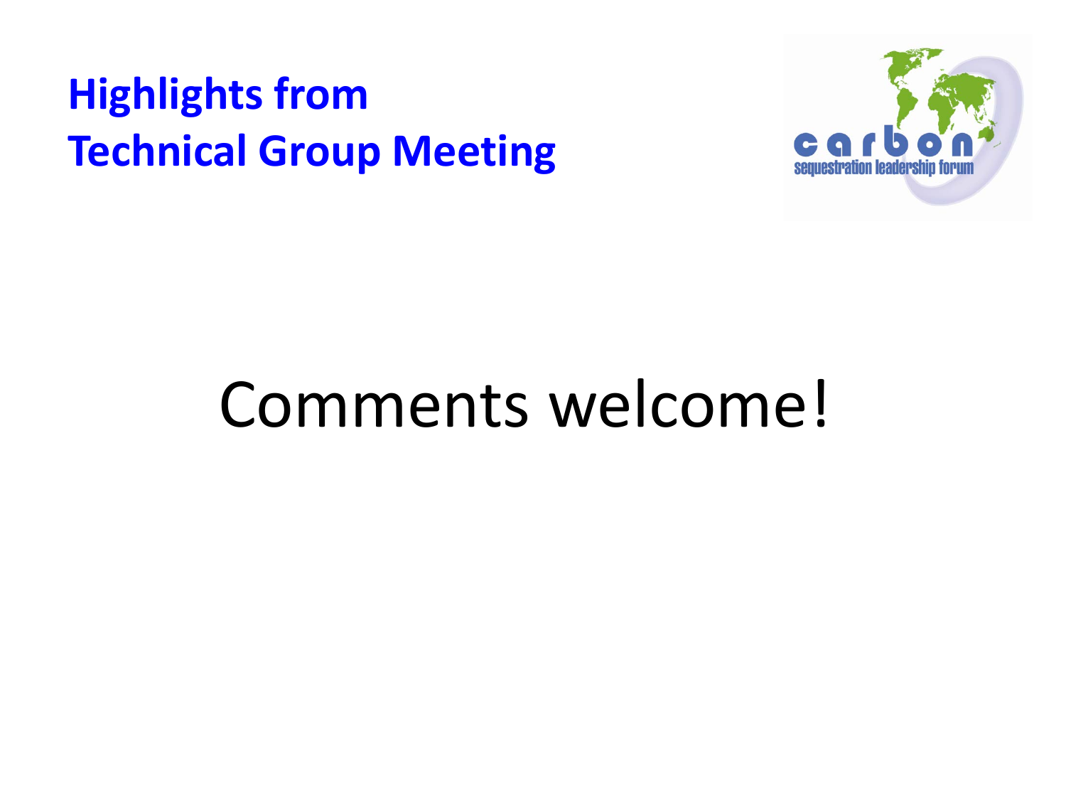# Highlights from Technical Group Meeting

carbon
sequestration leadership forum

Comments welcome!